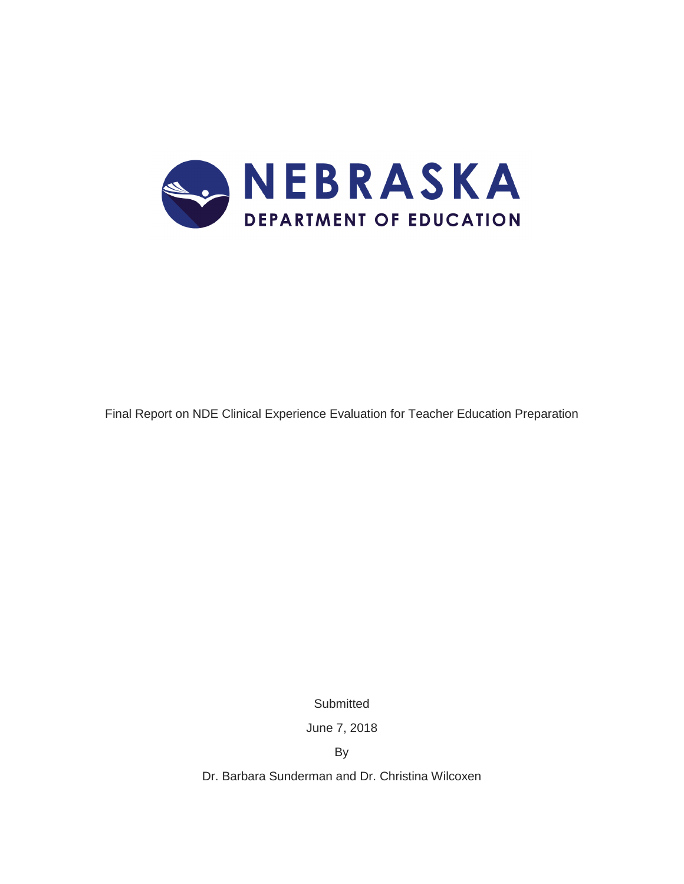# NEBRASKA

## DEPARTMENT OF EDUCATION

Final Report on NDE Clinical Experience Evaluation for Teacher Education Preparation

Submitted

June 7, 2018

By

Dr. Barbara Sunderman and Dr. Christina Wilcoxen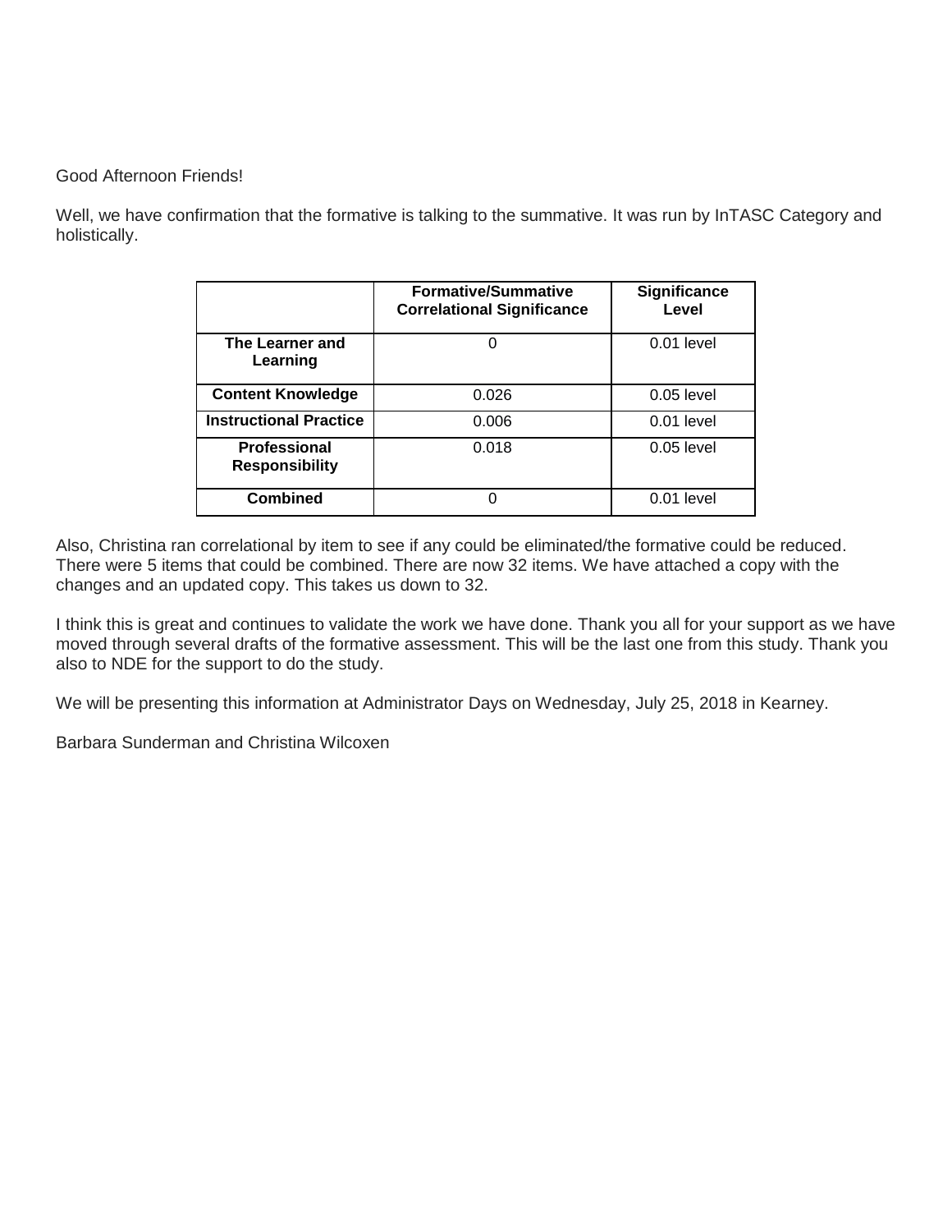Good Afternoon Friends!

Well, we have confirmation that the formative is talking to the summative. It was run by InTASC Category and holistically.

| | Formative/Summative Correlational Significance | Significance Level |
|---|---|---|
| **The Learner and Learning** | 0 | 0.01 level |
| **Content Knowledge** | 0.026 | 0.05 level |
| **Instructional Practice** | 0.006 | 0.01 level |
| **Professional Responsibility** | 0.018 | 0.05 level |
| **Combined** | 0 | 0.01 level |

Also, Christina ran correlational by item to see if any could be eliminated/the formative could be reduced. There were 5 items that could be combined. There are now 32 items. We have attached a copy with the changes and an updated copy. This takes us down to 32.

I think this is great and continues to validate the work we have done. Thank you all for your support as we have moved through several drafts of the formative assessment. This will be the last one from this study. Thank you also to NDE for the support to do the study.

We will be presenting this information at Administrator Days on Wednesday, July 25, 2018 in Kearney.

Barbara Sunderman and Christina Wilcoxen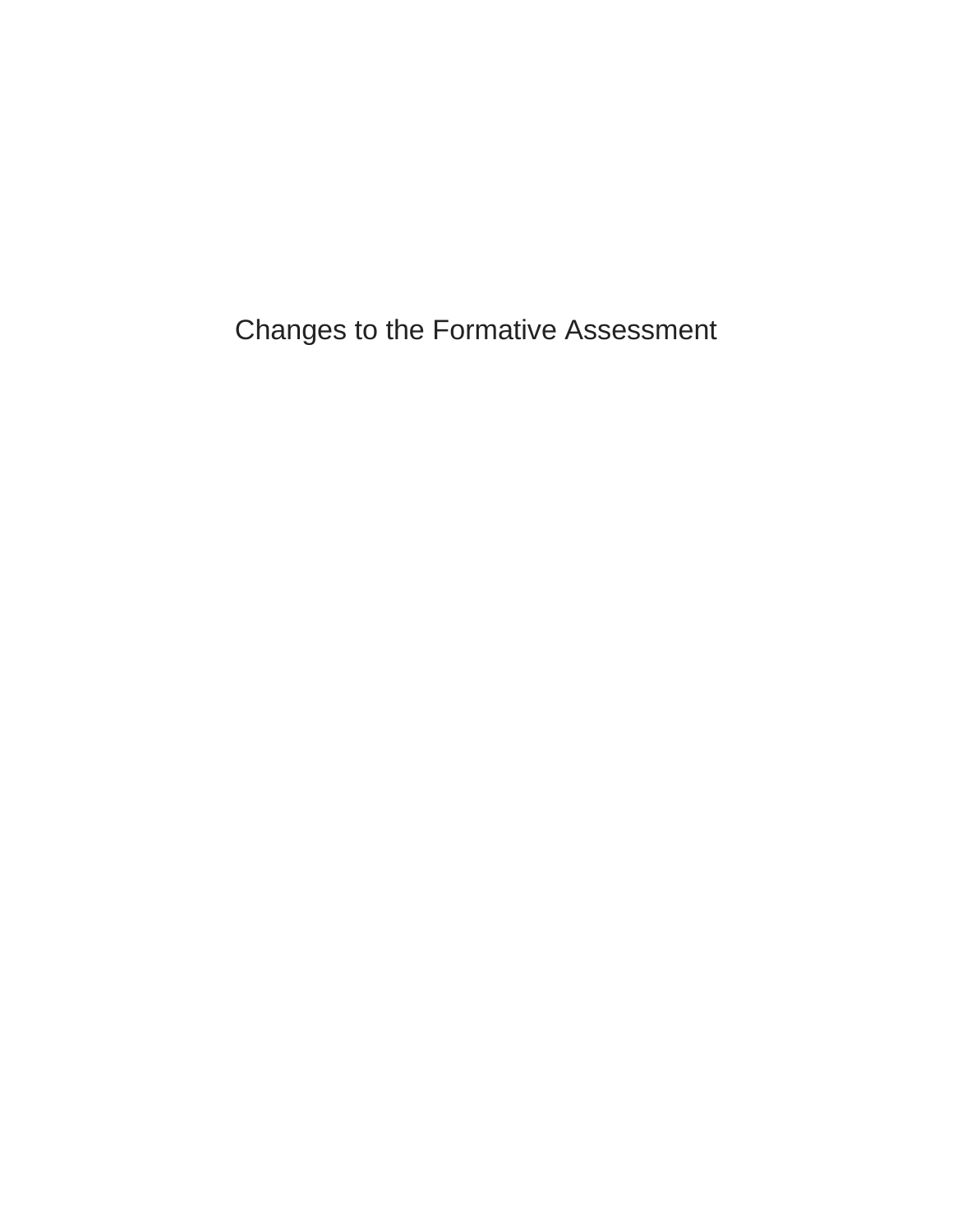# Changes to the Formative Assessment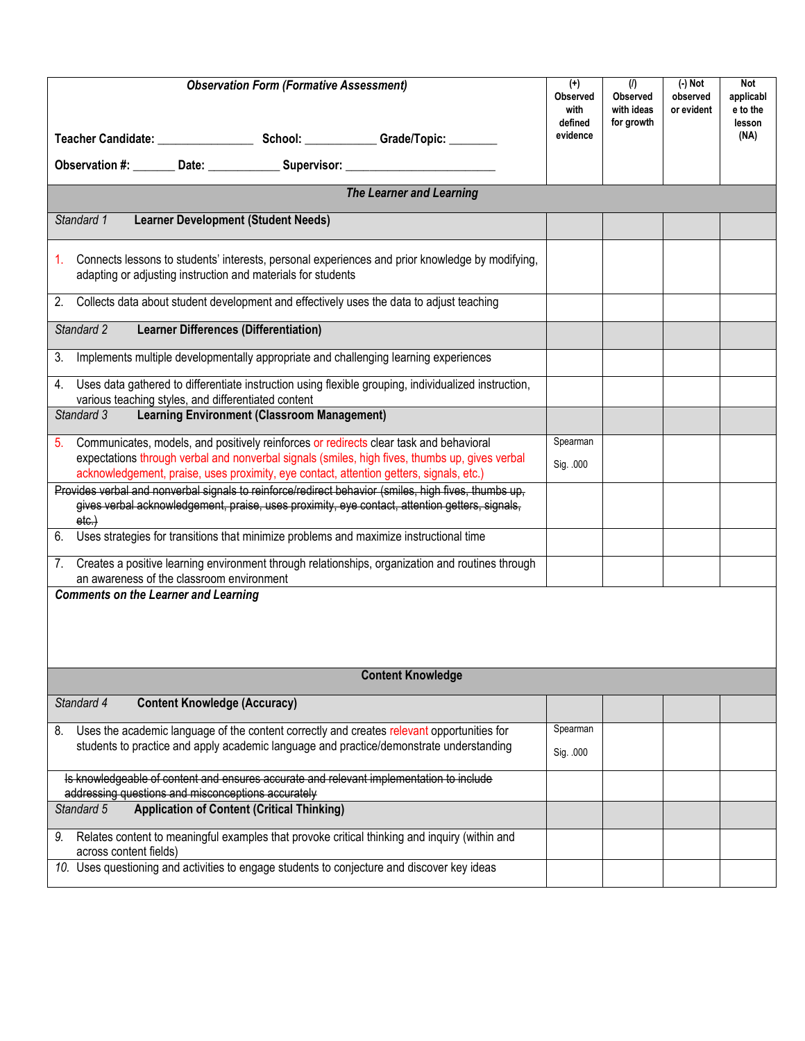| *Observation Form (Formative Assessment)*<br><br>**Teacher Candidate:** _______________ **School:** ___________ **Grade/Topic:** ________<br><br>**Observation #:** _______ **Date:** ___________ **Supervisor:** ________________________ | **(+) Observed with defined evidence** | **(/) Observed with ideas for growth** | **(-) Not observed or evident** | **Not applicable to the lesson (NA)** |
|---|---|---|---|---|
| ***The Learner and Learning*** | | | | |
| *Standard 1* **Learner Development (Student Needs)** | | | | |
| 1. Connects lessons to students' interests, personal experiences and prior knowledge by modifying, adapting or adjusting instruction and materials for students | | | | |
| 2. Collects data about student development and effectively uses the data to adjust teaching | | | | |
| *Standard 2* **Learner Differences (Differentiation)** | | | | |
| 3. Implements multiple developmentally appropriate and challenging learning experiences | | | | |
| 4. Uses data gathered to differentiate instruction using flexible grouping, individualized instruction, various teaching styles, and differentiated content | | | | |
| *Standard 3* **Learning Environment (Classroom Management)** | | | | |
| 5. Communicates, models, and positively reinforces or redirects clear task and behavioral expectations through verbal and nonverbal signals (smiles, high fives, thumbs up, gives verbal acknowledgement, praise, uses proximity, eye contact, attention getters, signals, etc.) | Spearman<br><br>Sig. .000 | | | |
| ~~Provides verbal and nonverbal signals to reinforce/redirect behavior (smiles, high fives, thumbs up, gives verbal acknowledgement, praise, uses proximity, eye contact, attention getters, signals, etc.)~~ | | | | |
| 6. Uses strategies for transitions that minimize problems and maximize instructional time | | | | |
| 7. Creates a positive learning environment through relationships, organization and routines through an awareness of the classroom environment | | | | |
| ***Comments on the Learner and Learning*** | | | | |
| **Content Knowledge** | | | | |
| *Standard 4* **Content Knowledge (Accuracy)** | | | | |
| 8. Uses the academic language of the content correctly and creates relevant opportunities for students to practice and apply academic language and practice/demonstrate understanding | Spearman<br><br>Sig. .000 | | | |
| ~~Is knowledgeable of content and ensures accurate and relevant implementation to include addressing questions and misconceptions accurately~~ | | | | |
| *Standard 5* **Application of Content (Critical Thinking)** | | | | |
| *9.* Relates content to meaningful examples that provoke critical thinking and inquiry (within and across content fields) | | | | |
| *10.* Uses questioning and activities to engage students to conjecture and discover key ideas | | | | |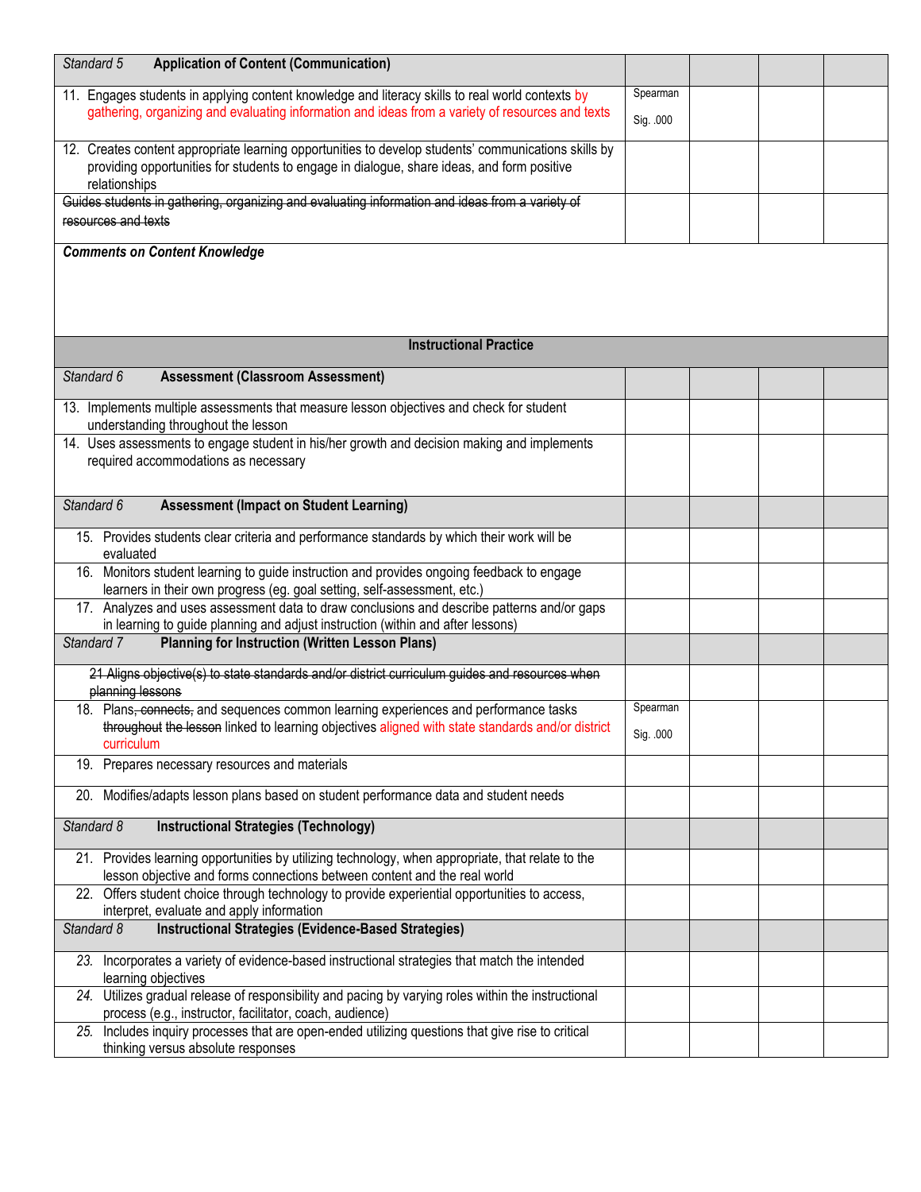| *Standard 5* **Application of Content (Communication)** | | | | |
|---|---|---|---|---|
| 11. Engages students in applying content knowledge and literacy skills to real world contexts by gathering, organizing and evaluating information and ideas from a variety of resources and texts | Spearman Sig. .000 | | | |
| 12. Creates content appropriate learning opportunities to develop students' communications skills by providing opportunities for students to engage in dialogue, share ideas, and form positive relationships | | | | |
| ~~Guides students in gathering, organizing and evaluating information and ideas from a variety of resources and texts~~ | | | | |
| ***Comments on Content Knowledge*** | | | | |
| **Instructional Practice** | | | | |
| *Standard 6* **Assessment (Classroom Assessment)** | | | | |
| 13. Implements multiple assessments that measure lesson objectives and check for student understanding throughout the lesson | | | | |
| 14. Uses assessments to engage student in his/her growth and decision making and implements required accommodations as necessary | | | | |
| *Standard 6* **Assessment (Impact on Student Learning)** | | | | |
| 15. Provides students clear criteria and performance standards by which their work will be evaluated | | | | |
| 16. Monitors student learning to guide instruction and provides ongoing feedback to engage learners in their own progress (eg. goal setting, self-assessment, etc.) | | | | |
| 17. Analyzes and uses assessment data to draw conclusions and describe patterns and/or gaps in learning to guide planning and adjust instruction (within and after lessons) | | | | |
| *Standard 7* **Planning for Instruction (Written Lesson Plans)** | | | | |
| ~~21 Aligns objective(s) to state standards and/or district curriculum guides and resources when planning lessons~~ | | | | |
| 18. Plans~~, connects,~~ and sequences common learning experiences and performance tasks ~~throughout the lesson~~ linked to learning objectives aligned with state standards and/or district curriculum | Spearman Sig. .000 | | | |
| 19. Prepares necessary resources and materials | | | | |
| 20. Modifies/adapts lesson plans based on student performance data and student needs | | | | |
| *Standard 8* **Instructional Strategies (Technology)** | | | | |
| 21. Provides learning opportunities by utilizing technology, when appropriate, that relate to the lesson objective and forms connections between content and the real world | | | | |
| 22. Offers student choice through technology to provide experiential opportunities to access, interpret, evaluate and apply information | | | | |
| *Standard 8* **Instructional Strategies (Evidence-Based Strategies)** | | | | |
| *23.* Incorporates a variety of evidence-based instructional strategies that match the intended learning objectives | | | | |
| *24.* Utilizes gradual release of responsibility and pacing by varying roles within the instructional process (e.g., instructor, facilitator, coach, audience) | | | | |
| *25.* Includes inquiry processes that are open-ended utilizing questions that give rise to critical thinking versus absolute responses | | | | |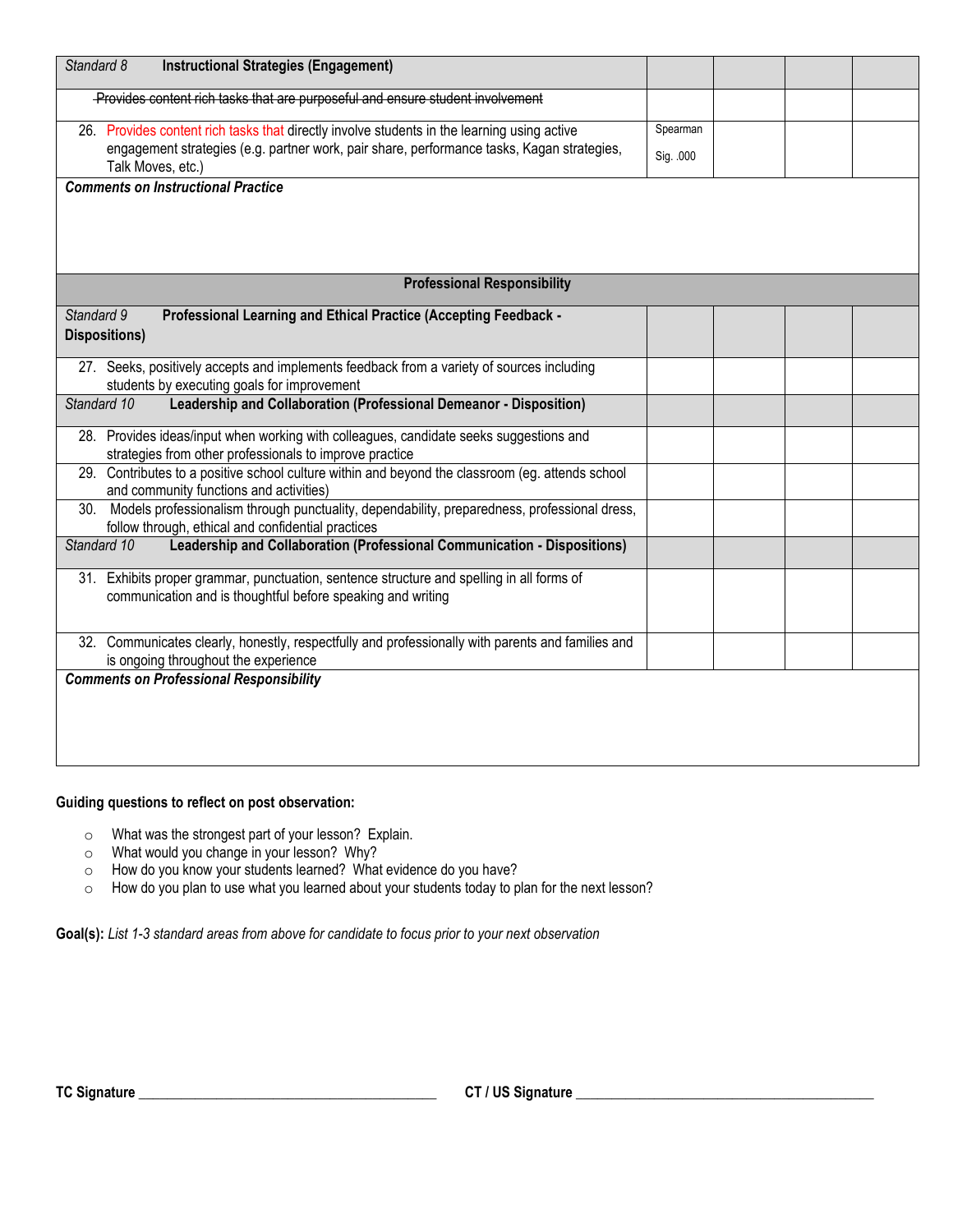| *Standard 8* **Instructional Strategies (Engagement)** | | | | |
|---|---|---|---|---|
| ~~Provides content rich tasks that are purposeful and ensure student involvement~~ | | | | |
| 26. Provides content rich tasks that directly involve students in the learning using active engagement strategies (e.g. partner work, pair share, performance tasks, Kagan strategies, Talk Moves, etc.) | Spearman Sig. .000 | | | |
| ***Comments on Instructional Practice*** | | | | |
| **Professional Responsibility** | | | | |
| *Standard 9* **Professional Learning and Ethical Practice (Accepting Feedback - Dispositions)** | | | | |
| 27. Seeks, positively accepts and implements feedback from a variety of sources including students by executing goals for improvement | | | | |
| *Standard 10* **Leadership and Collaboration (Professional Demeanor - Disposition)** | | | | |
| 28. Provides ideas/input when working with colleagues, candidate seeks suggestions and strategies from other professionals to improve practice | | | | |
| 29. Contributes to a positive school culture within and beyond the classroom (eg. attends school and community functions and activities) | | | | |
| 30. Models professionalism through punctuality, dependability, preparedness, professional dress, follow through, ethical and confidential practices | | | | |
| *Standard 10* **Leadership and Collaboration (Professional Communication - Dispositions)** | | | | |
| 31. Exhibits proper grammar, punctuation, sentence structure and spelling in all forms of communication and is thoughtful before speaking and writing | | | | |
| 32. Communicates clearly, honestly, respectfully and professionally with parents and families and is ongoing throughout the experience | | | | |
| ***Comments on Professional Responsibility*** | | | | |

**Guiding questions to reflect on post observation:**

- What was the strongest part of your lesson? Explain.
- What would you change in your lesson? Why?
- How do you know your students learned? What evidence do you have?
- How do you plan to use what you learned about your students today to plan for the next lesson?

**Goal(s):** *List 1-3 standard areas from above for candidate to focus prior to your next observation*

**TC Signature** ________________________________________ **CT / US Signature** ________________________________________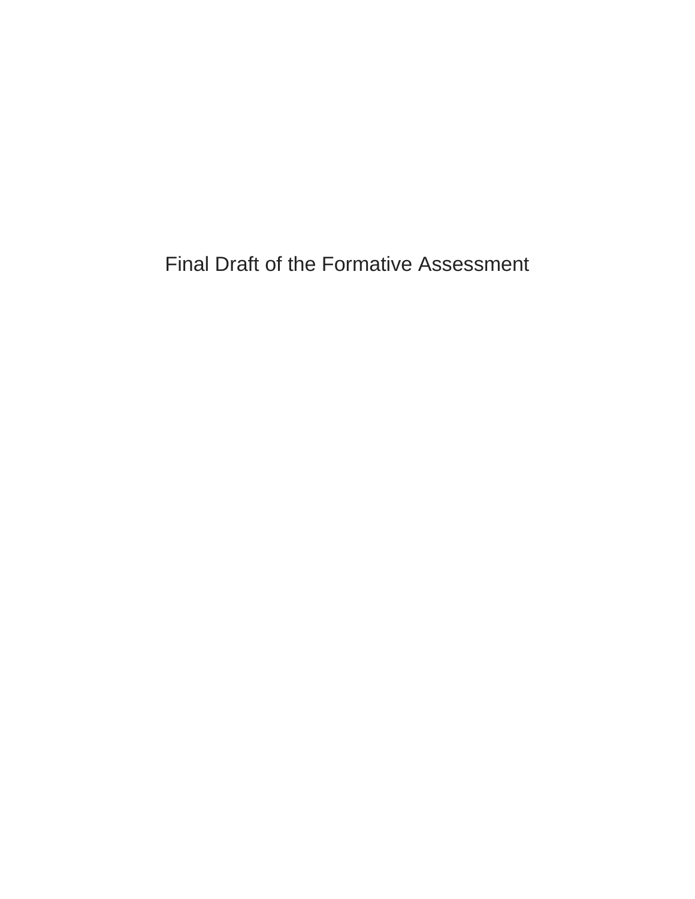# Final Draft of the Formative Assessment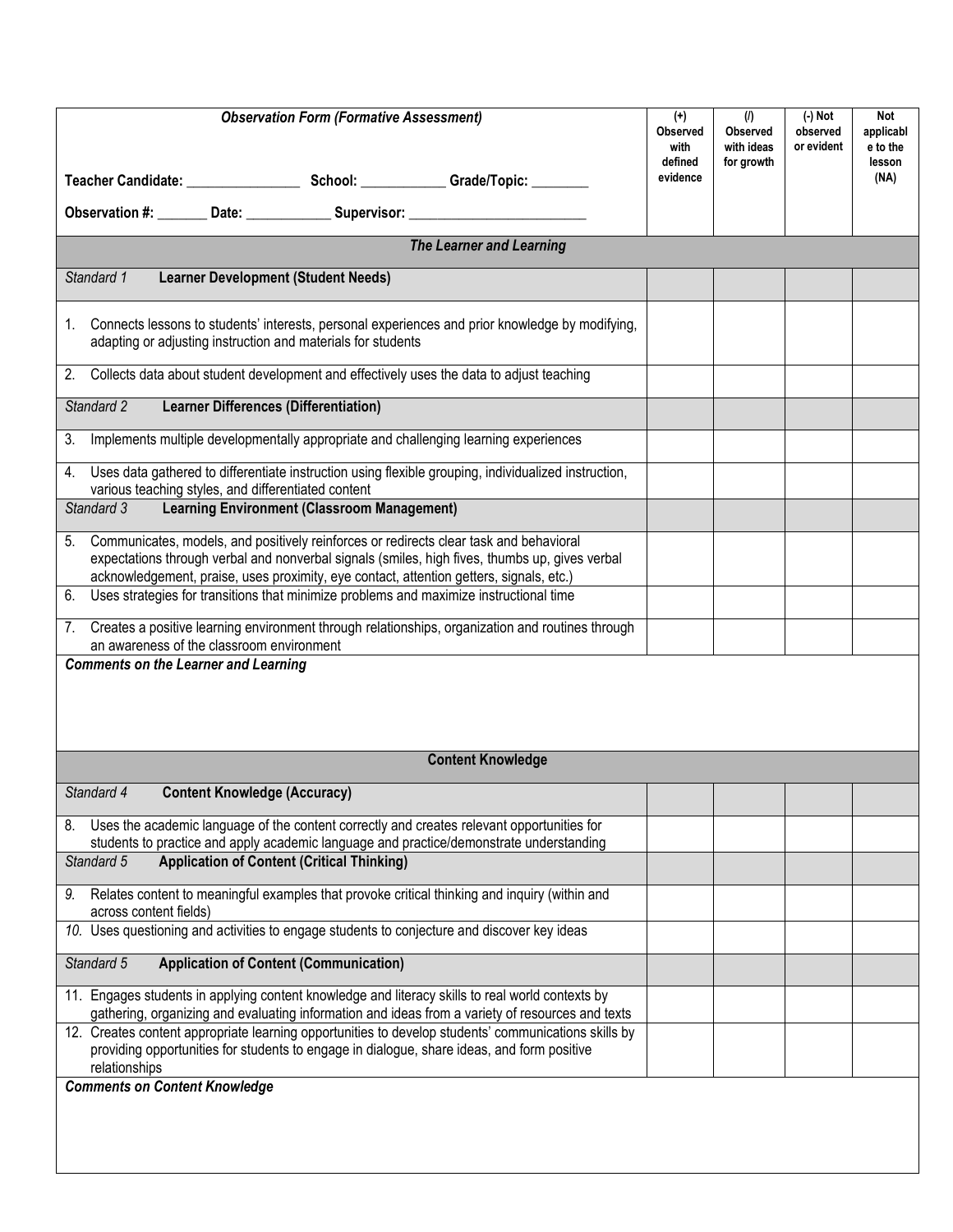| *Observation Form (Formative Assessment)*<br><br>**Teacher Candidate:** ________________ **School:** ____________ **Grade/Topic:** ________<br><br>**Observation #:** _______ **Date:** ____________ **Supervisor:** _________________________ | **(+) Observed with defined evidence** | **(/) Observed with ideas for growth** | **(-) Not observed or evident** | **Not applicable to the lesson (NA)** |
|---|---|---|---|---|
| ***The Learner and Learning*** | | | | |
| *Standard 1* **Learner Development (Student Needs)** | | | | |
| 1. Connects lessons to students' interests, personal experiences and prior knowledge by modifying, adapting or adjusting instruction and materials for students | | | | |
| 2. Collects data about student development and effectively uses the data to adjust teaching | | | | |
| *Standard 2* **Learner Differences (Differentiation)** | | | | |
| 3. Implements multiple developmentally appropriate and challenging learning experiences | | | | |
| 4. Uses data gathered to differentiate instruction using flexible grouping, individualized instruction, various teaching styles, and differentiated content | | | | |
| *Standard 3* **Learning Environment (Classroom Management)** | | | | |
| 5. Communicates, models, and positively reinforces or redirects clear task and behavioral expectations through verbal and nonverbal signals (smiles, high fives, thumbs up, gives verbal acknowledgement, praise, uses proximity, eye contact, attention getters, signals, etc.) | | | | |
| 6. Uses strategies for transitions that minimize problems and maximize instructional time | | | | |
| 7. Creates a positive learning environment through relationships, organization and routines through an awareness of the classroom environment | | | | |
| ***Comments on the Learner and Learning*** | | | | |
| **Content Knowledge** | | | | |
| *Standard 4* **Content Knowledge (Accuracy)** | | | | |
| 8. Uses the academic language of the content correctly and creates relevant opportunities for students to practice and apply academic language and practice/demonstrate understanding | | | | |
| *Standard 5* **Application of Content (Critical Thinking)** | | | | |
| *9.* Relates content to meaningful examples that provoke critical thinking and inquiry (within and across content fields) | | | | |
| *10.* Uses questioning and activities to engage students to conjecture and discover key ideas | | | | |
| *Standard 5* **Application of Content (Communication)** | | | | |
| 11. Engages students in applying content knowledge and literacy skills to real world contexts by gathering, organizing and evaluating information and ideas from a variety of resources and texts | | | | |
| 12. Creates content appropriate learning opportunities to develop students' communications skills by providing opportunities for students to engage in dialogue, share ideas, and form positive relationships | | | | |
| ***Comments on Content Knowledge*** | | | | |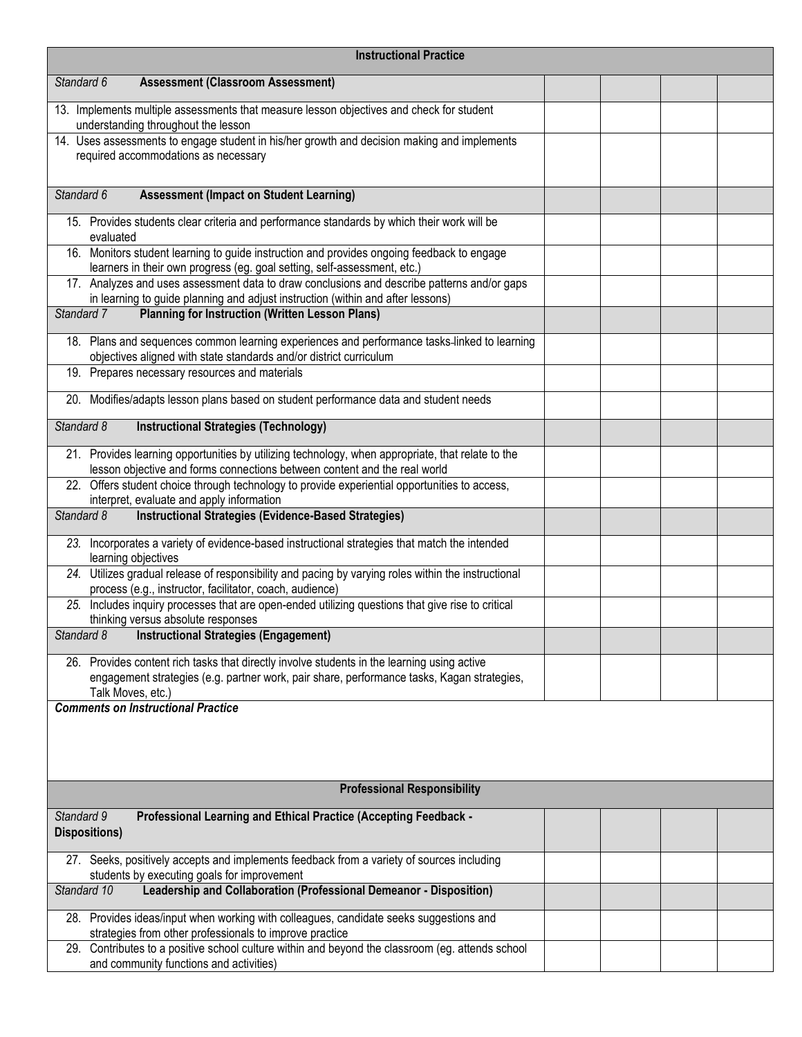| Instructional Practice | | | | |
|---|---|---|---|---|
| *Standard 6* **Assessment (Classroom Assessment)** | | | | |
| 13. Implements multiple assessments that measure lesson objectives and check for student understanding throughout the lesson | | | | |
| 14. Uses assessments to engage student in his/her growth and decision making and implements required accommodations as necessary | | | | |
| *Standard 6* **Assessment (Impact on Student Learning)** | | | | |
| 15. Provides students clear criteria and performance standards by which their work will be evaluated | | | | |
| 16. Monitors student learning to guide instruction and provides ongoing feedback to engage learners in their own progress (eg. goal setting, self-assessment, etc.) | | | | |
| 17. Analyzes and uses assessment data to draw conclusions and describe patterns and/or gaps in learning to guide planning and adjust instruction (within and after lessons) | | | | |
| *Standard 7* **Planning for Instruction (Written Lesson Plans)** | | | | |
| 18. Plans and sequences common learning experiences and performance tasks linked to learning objectives aligned with state standards and/or district curriculum | | | | |
| 19. Prepares necessary resources and materials | | | | |
| 20. Modifies/adapts lesson plans based on student performance data and student needs | | | | |
| *Standard 8* **Instructional Strategies (Technology)** | | | | |
| 21. Provides learning opportunities by utilizing technology, when appropriate, that relate to the lesson objective and forms connections between content and the real world | | | | |
| 22. Offers student choice through technology to provide experiential opportunities to access, interpret, evaluate and apply information | | | | |
| *Standard 8* **Instructional Strategies (Evidence-Based Strategies)** | | | | |
| *23.* Incorporates a variety of evidence-based instructional strategies that match the intended learning objectives | | | | |
| *24.* Utilizes gradual release of responsibility and pacing by varying roles within the instructional process (e.g., instructor, facilitator, coach, audience) | | | | |
| *25.* Includes inquiry processes that are open-ended utilizing questions that give rise to critical thinking versus absolute responses | | | | |
| *Standard 8* **Instructional Strategies (Engagement)** | | | | |
| 26. Provides content rich tasks that directly involve students in the learning using active engagement strategies (e.g. partner work, pair share, performance tasks, Kagan strategies, Talk Moves, etc.) | | | | |
| ***Comments on Instructional Practice*** | | | | |

| Professional Responsibility | | | | |
|---|---|---|---|---|
| *Standard 9* **Professional Learning and Ethical Practice (Accepting Feedback - Dispositions)** | | | | |
| 27. Seeks, positively accepts and implements feedback from a variety of sources including students by executing goals for improvement | | | | |
| *Standard 10* **Leadership and Collaboration (Professional Demeanor - Disposition)** | | | | |
| 28. Provides ideas/input when working with colleagues, candidate seeks suggestions and strategies from other professionals to improve practice | | | | |
| 29. Contributes to a positive school culture within and beyond the classroom (eg. attends school and community functions and activities) | | | | |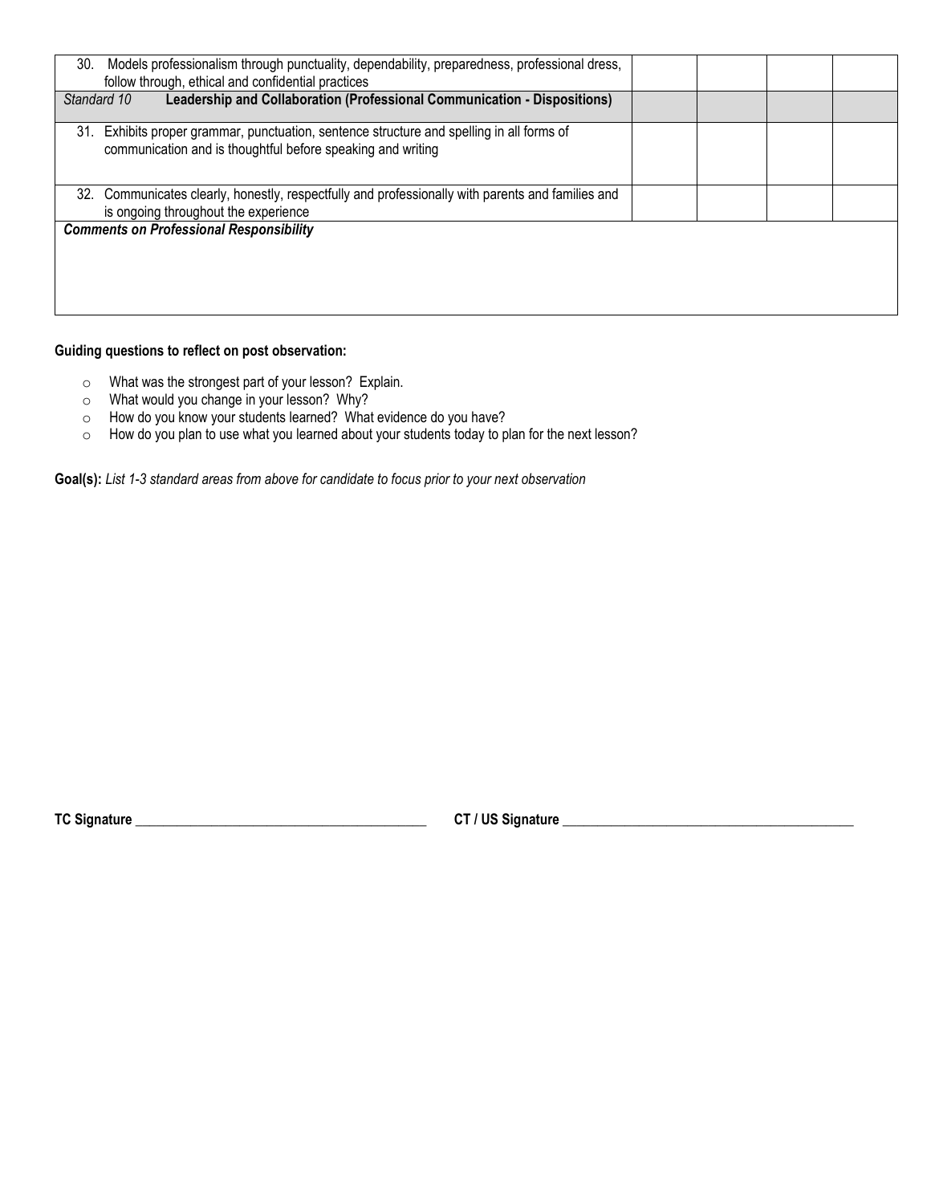| | | | | |
|---|---|---|---|---|
| 30. Models professionalism through punctuality, dependability, preparedness, professional dress, follow through, ethical and confidential practices | | | | |
| *Standard 10* **Leadership and Collaboration (Professional Communication - Dispositions)** | | | | |
| 31. Exhibits proper grammar, punctuation, sentence structure and spelling in all forms of communication and is thoughtful before speaking and writing | | | | |
| 32. Communicates clearly, honestly, respectfully and professionally with parents and families and is ongoing throughout the experience | | | | |
| ***Comments on Professional Responsibility*** | | | | |

**Guiding questions to reflect on post observation:**

- What was the strongest part of your lesson? Explain.
- What would you change in your lesson? Why?
- How do you know your students learned? What evidence do you have?
- How do you plan to use what you learned about your students today to plan for the next lesson?

**Goal(s):** *List 1-3 standard areas from above for candidate to focus prior to your next observation*

**TC Signature** ___________________________________________ **CT / US Signature** ___________________________________________